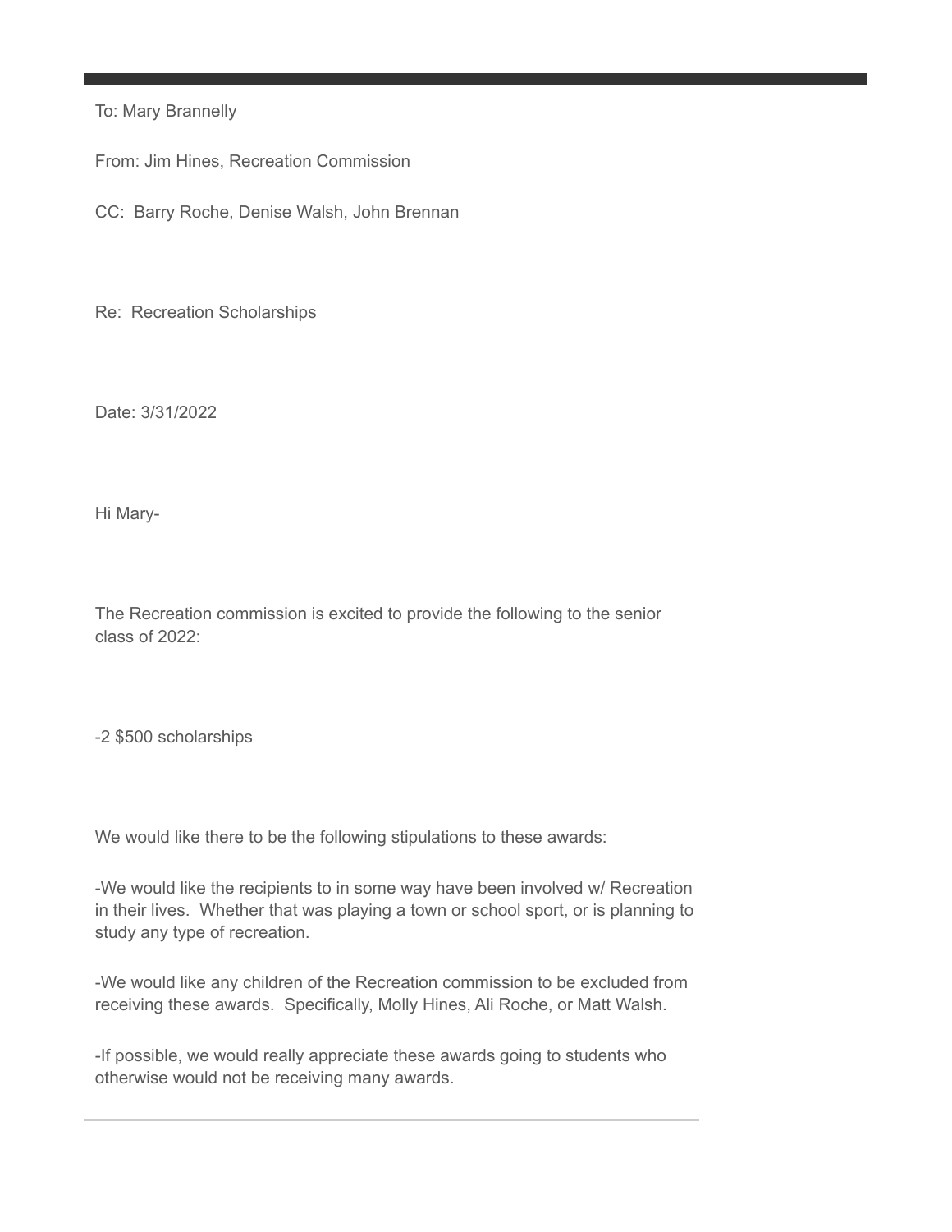To: Mary Brannelly

From: Jim Hines, Recreation Commission

CC: Barry Roche, Denise Walsh, John Brennan

Re: Recreation Scholarships

Date: 3/31/2022

Hi Mary-

The Recreation commission is excited to provide the following to the senior class of 2022:

-2 $500 scholarships

We would like there to be the following stipulations to these awards:

-We would like the recipients to in some way have been involved w/ Recreation in their lives. Whether that was playing a town or school sport, or is planning to study any type of recreation.

-We would like any children of the Recreation commission to be excluded from receiving these awards. Specifically, Molly Hines, Ali Roche, or Matt Walsh.

-If possible, we would really appreciate these awards going to students who otherwise would not be receiving many awards.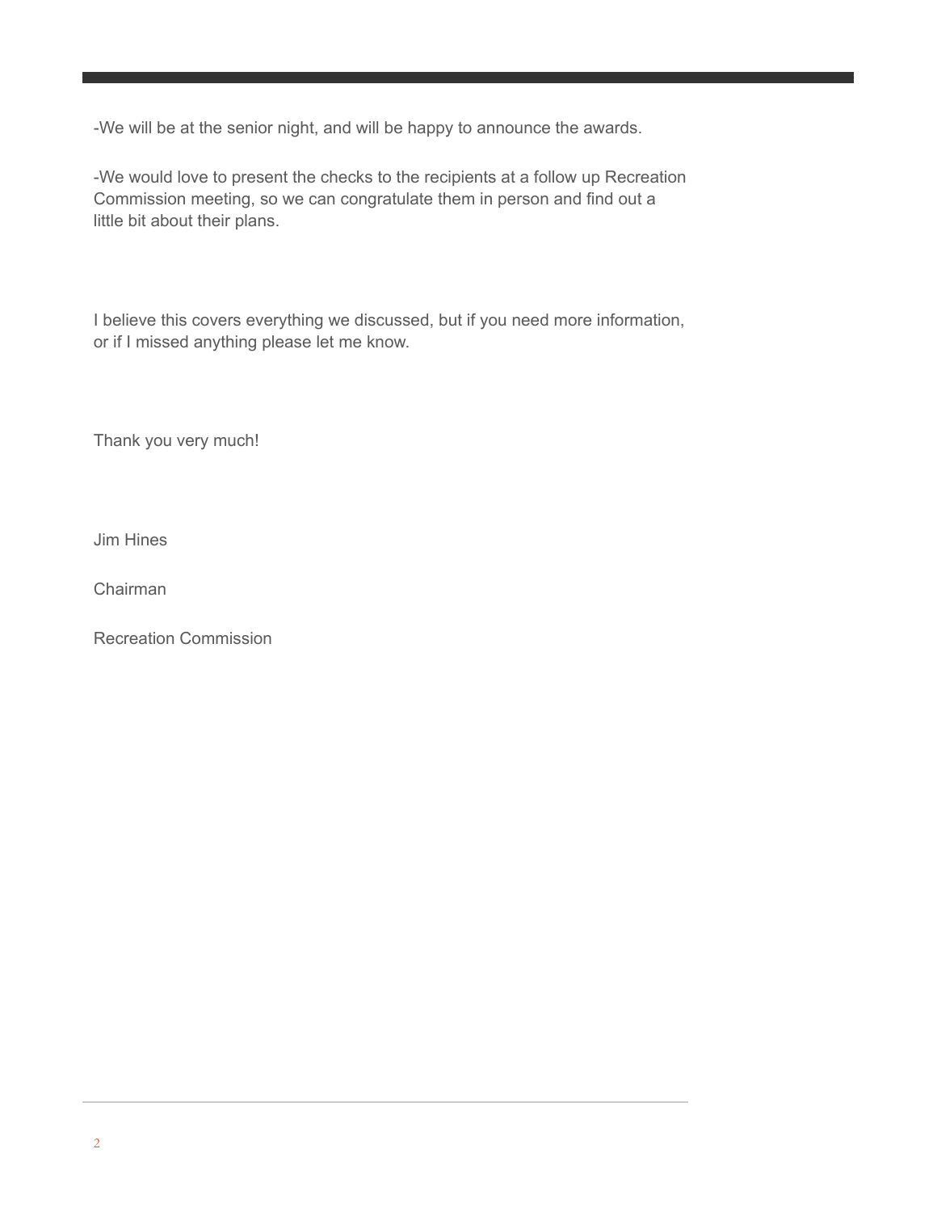-We will be at the senior night, and will be happy to announce the awards.

-We would love to present the checks to the recipients at a follow up Recreation Commission meeting, so we can congratulate them in person and find out a little bit about their plans.

I believe this covers everything we discussed, but if you need more information, or if I missed anything please let me know.

Thank you very much!

Jim Hines

Chairman

Recreation Commission